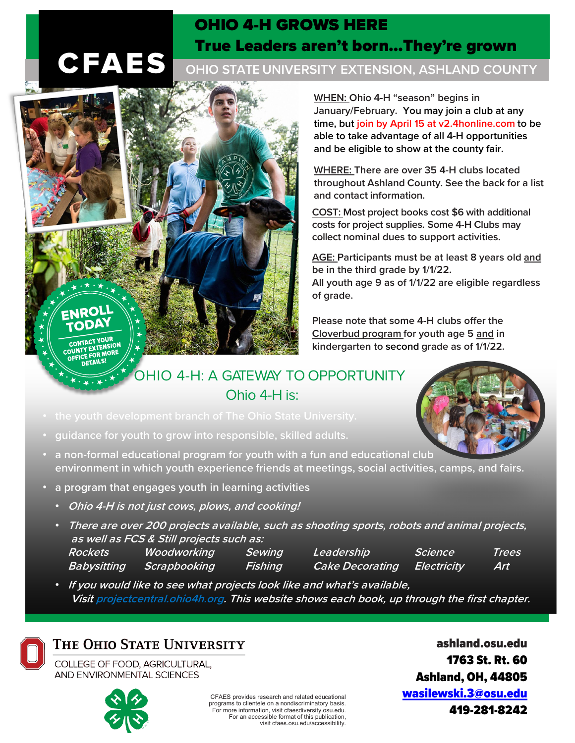CFAES

# OHIO 4-H GROWS HERE
## True Leaders aren't born…They're grown

OHIO STATE UNIVERSITY EXTENSION, ASHLAND COUNTY

ENROLL TODAY
CONTACT YOUR COUNTY EXTENSION OFFICE FOR MORE DETAILS!

**WHEN:** Ohio 4-H "season" begins in January/February. You may join a club at any time, but join by April 15 at v2.4honline.com to be able to take advantage of all 4-H opportunities and be eligible to show at the county fair.

**WHERE:** There are over 35 4-H clubs located throughout Ashland County. See the back for a list and contact information.

**COST:** Most project books cost $6 with additional costs for project supplies. Some 4-H Clubs may collect nominal dues to support activities.

**AGE:** Participants must be at least 8 years old and be in the third grade by 1/1/22.
All youth age 9 as of 1/1/22 are eligible regardless of grade.

Please note that some 4-H clubs offer the Cloverbud program for youth age 5 and in kindergarten to second grade as of 1/1/22.

## OHIO 4-H: A GATEWAY TO OPPORTUNITY
### Ohio 4-H is:

- the youth development branch of The Ohio State University.
- guidance for youth to grow into responsible, skilled adults.
- a non-formal educational program for youth with a fun and educational club environment in which youth experience friends at meetings, social activities, camps, and fairs.
- a program that engages youth in learning activities
  - *Ohio 4-H is not just cows, plows, and cooking!*
  - *There are over 200 projects available, such as shooting sports, robots and animal projects, as well as FCS & Still projects such as:*
    *Rockets, Woodworking, Sewing, Leadership, Science, Trees, Babysitting, Scrapbooking, Fishing, Cake Decorating, Electricity, Art*
  - *If you would like to see what projects look like and what's available, Visit projectcentral.ohio4h.org. This website shows each book, up through the first chapter.*

THE OHIO STATE UNIVERSITY
COLLEGE OF FOOD, AGRICULTURAL, AND ENVIRONMENTAL SCIENCES

CFAES provides research and related educational programs to clientele on a nondiscriminatory basis. For more information, visit cfaesdiversity.osu.edu. For an accessible format of this publication, visit cfaes.osu.edu/accessibility.

**ashland.osu.edu**
**1763 St. Rt. 60**
**Ashland, OH, 44805**
**wasilewski.3@osu.edu**
**419-281-8242**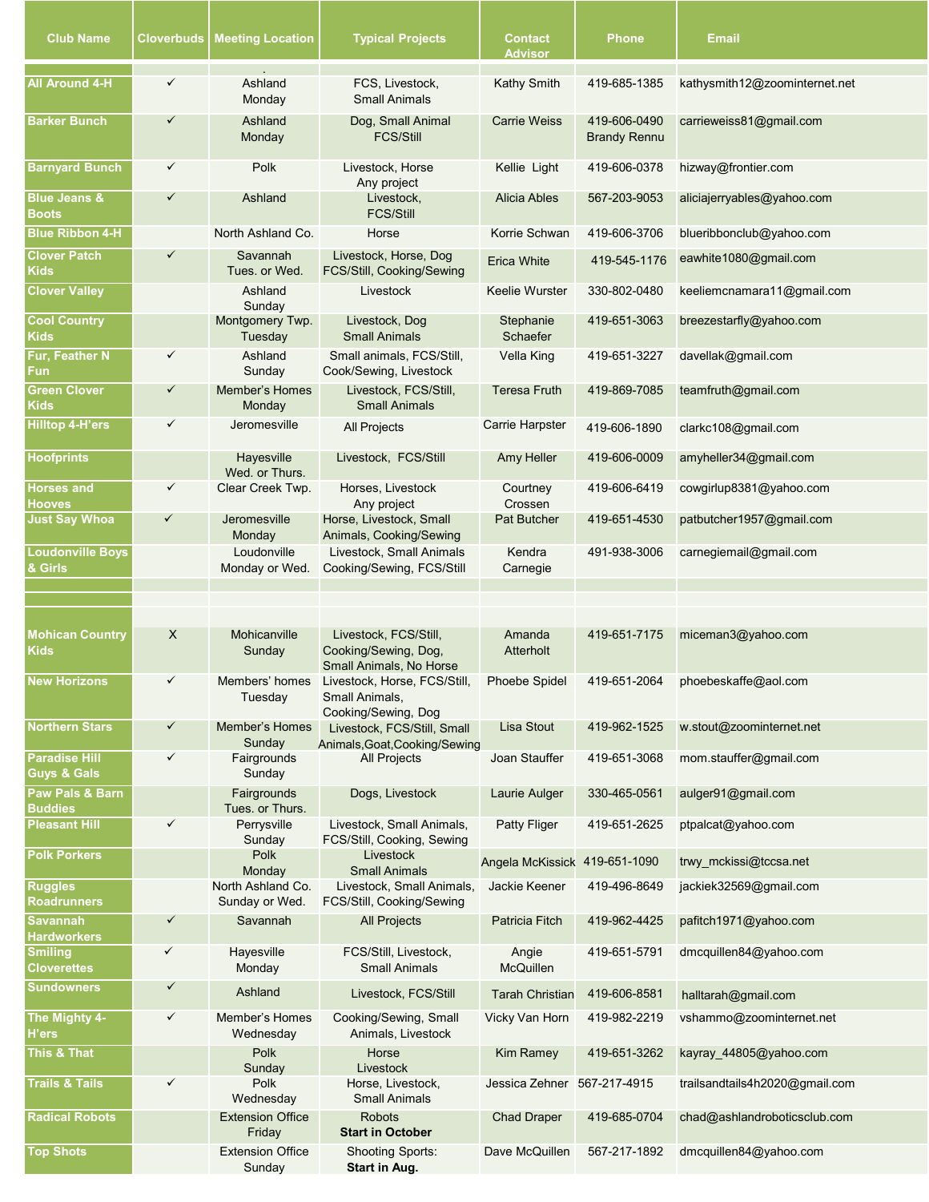| Club Name | Cloverbuds | Meeting Location | Typical Projects | Contact Advisor | Phone | Email |
|---|---|---|---|---|---|---|
| | | . | | | | |
| All Around 4-H | ✓ | Ashland Monday | FCS, Livestock, Small Animals | Kathy Smith | 419-685-1385 | kathysmith12@zoominternet.net |
| Barker Bunch | ✓ | Ashland Monday | Dog, Small Animal FCS/Still | Carrie Weiss | 419-606-0490 Brandy Rennu | carrieweiss81@gmail.com |
| Barnyard Bunch | ✓ | Polk | Livestock, Horse Any project | Kellie Light | 419-606-0378 | hizway@frontier.com |
| Blue Jeans & Boots | ✓ | Ashland | Livestock, FCS/Still | Alicia Ables | 567-203-9053 | aliciajerryables@yahoo.com |
| Blue Ribbon 4-H | | North Ashland Co. | Horse | Korrie Schwan | 419-606-3706 | blueribbonclub@yahoo.com |
| Clover Patch Kids | ✓ | Savannah Tues. or Wed. | Livestock, Horse, Dog FCS/Still, Cooking/Sewing | Erica White | 419-545-1176 | eawhite1080@gmail.com |
| Clover Valley | | Ashland Sunday | Livestock | Keelie Wurster | 330-802-0480 | keeliemcnamara11@gmail.com |
| Cool Country Kids | | Montgomery Twp. Tuesday | Livestock, Dog Small Animals | Stephanie Schaefer | 419-651-3063 | breezestarfly@yahoo.com |
| Fur, Feather N Fun | ✓ | Ashland Sunday | Small animals, FCS/Still, Cook/Sewing, Livestock | Vella King | 419-651-3227 | davellak@gmail.com |
| Green Clover Kids | ✓ | Member's Homes Monday | Livestock, FCS/Still, Small Animals | Teresa Fruth | 419-869-7085 | teamfruth@gmail.com |
| Hilltop 4-H'ers | ✓ | Jeromesville | All Projects | Carrie Harpster | 419-606-1890 | clarkc108@gmail.com |
| Hoofprints | | Hayesville Wed. or Thurs. | Livestock, FCS/Still | Amy Heller | 419-606-0009 | amyheller34@gmail.com |
| Horses and Hooves | ✓ | Clear Creek Twp. | Horses, Livestock Any project | Courtney Crossen | 419-606-6419 | cowgirlup8381@yahoo.com |
| Just Say Whoa | ✓ | Jeromesville Monday | Horse, Livestock, Small Animals, Cooking/Sewing | Pat Butcher | 419-651-4530 | patbutcher1957@gmail.com |
| Loudonville Boys & Girls | | Loudonville Monday or Wed. | Livestock, Small Animals Cooking/Sewing, FCS/Still | Kendra Carnegie | 491-938-3006 | carnegiemail@gmail.com |
| | | | | | | |
| | | | | | | |
| | | | | | | |
| Mohican Country Kids | X | Mohicanville Sunday | Livestock, FCS/Still, Cooking/Sewing, Dog, Small Animals, No Horse | Amanda Atterholt | 419-651-7175 | miceman3@yahoo.com |
| New Horizons | ✓ | Members' homes Tuesday | Livestock, Horse, FCS/Still, Small Animals, Cooking/Sewing, Dog | Phoebe Spidel | 419-651-2064 | phoebeskaffe@aol.com |
| Northern Stars | ✓ | Member's Homes Sunday | Livestock, FCS/Still, Small Animals,Goat,Cooking/Sewing | Lisa Stout | 419-962-1525 | w.stout@zoominternet.net |
| Paradise Hill Guys & Gals | ✓ | Fairgrounds Sunday | All Projects | Joan Stauffer | 419-651-3068 | mom.stauffer@gmail.com |
| Paw Pals & Barn Buddies | | Fairgrounds Tues. or Thurs. | Dogs, Livestock | Laurie Aulger | 330-465-0561 | aulger91@gmail.com |
| Pleasant Hill | ✓ | Perrysville Sunday | Livestock, Small Animals, FCS/Still, Cooking, Sewing | Patty Fliger | 419-651-2625 | ptpalcat@yahoo.com |
| Polk Porkers | | Polk Monday | Livestock Small Animals | Angela McKissick | 419-651-1090 | trwy_mckissi@tccsa.net |
| Ruggles Roadrunners | | North Ashland Co. Sunday or Wed. | Livestock, Small Animals, FCS/Still, Cooking/Sewing | Jackie Keener | 419-496-8649 | jackiek32569@gmail.com |
| Savannah Hardworkers | ✓ | Savannah | All Projects | Patricia Fitch | 419-962-4425 | pafitch1971@yahoo.com |
| Smiling Cloverettes | ✓ | Hayesville Monday | FCS/Still, Livestock, Small Animals | Angie McQuillen | 419-651-5791 | dmcquillen84@yahoo.com |
| Sundowners | ✓ | Ashland | Livestock, FCS/Still | Tarah Christian | 419-606-8581 | halltarah@gmail.com |
| The Mighty 4-H'ers | ✓ | Member's Homes Wednesday | Cooking/Sewing, Small Animals, Livestock | Vicky Van Horn | 419-982-2219 | vshammo@zoominternet.net |
| This & That | | Polk Sunday | Horse Livestock | Kim Ramey | 419-651-3262 | kayray_44805@yahoo.com |
| Trails & Tails | ✓ | Polk Wednesday | Horse, Livestock, Small Animals | Jessica Zehner | 567-217-4915 | trailsandtails4h2020@gmail.com |
| Radical Robots | | Extension Office Friday | Robots **Start in October** | Chad Draper | 419-685-0704 | chad@ashlandroboticsclub.com |
| Top Shots | | Extension Office Sunday | Shooting Sports: **Start in Aug.** | Dave McQuillen | 567-217-1892 | dmcquillen84@yahoo.com |